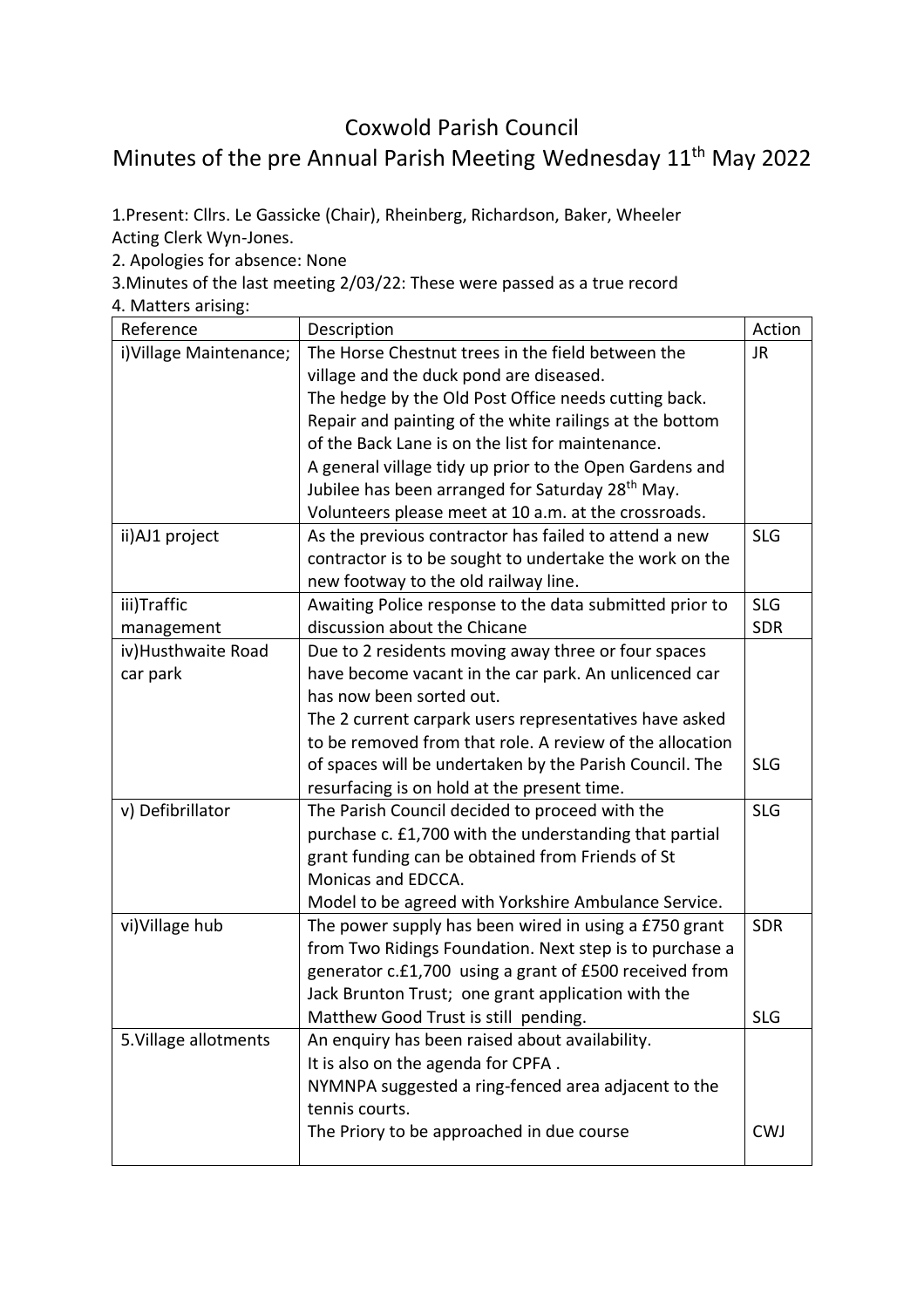# Coxwold Parish Council

## Minutes of the pre Annual Parish Meeting Wednesday 11th May 2022

1.Present: Cllrs. Le Gassicke (Chair), Rheinberg, Richardson, Baker, Wheeler
Acting Clerk Wyn-Jones.

2. Apologies for absence: None

3.Minutes of the last meeting 2/03/22: These were passed as a true record

4. Matters arising:

| Reference | Description | Action |
|---|---|---|
| i)Village Maintenance; | The Horse Chestnut trees in the field between the village and the duck pond are diseased.<br>The hedge by the Old Post Office needs cutting back.<br>Repair and painting of the white railings at the bottom of the Back Lane is on the list for maintenance.<br>A general village tidy up prior to the Open Gardens and Jubilee has been arranged for Saturday 28th May.<br>Volunteers please meet at 10 a.m. at the crossroads. | JR |
| ii)AJ1 project | As the previous contractor has failed to attend a new contractor is to be sought to undertake the work on the new footway to the old railway line. | SLG |
| iii)Traffic management | Awaiting Police response to the data submitted prior to discussion about the Chicane | SLG<br>SDR |
| iv)Husthwaite Road car park | Due to 2 residents moving away three or four spaces have become vacant in the car park. An unlicenced car has now been sorted out.<br>The 2 current carpark users representatives have asked to be removed from that role. A review of the allocation of spaces will be undertaken by the Parish Council. The resurfacing is on hold at the present time. | SLG |
| v) Defibrillator | The Parish Council decided to proceed with the purchase c. £1,700 with the understanding that partial grant funding can be obtained from Friends of St Monicas and EDCCA.<br>Model to be agreed with Yorkshire Ambulance Service. | SLG |
| vi)Village hub | The power supply has been wired in using a £750 grant from Two Ridings Foundation. Next step is to purchase a generator c.£1,700 using a grant of £500 received from Jack Brunton Trust; one grant application with the Matthew Good Trust is still pending. | SDR<br>SLG |
| 5.Village allotments | An enquiry has been raised about availability.<br>It is also on the agenda for CPFA .<br>NYMNPA suggested a ring-fenced area adjacent to the tennis courts.<br>The Priory to be approached in due course | CWJ |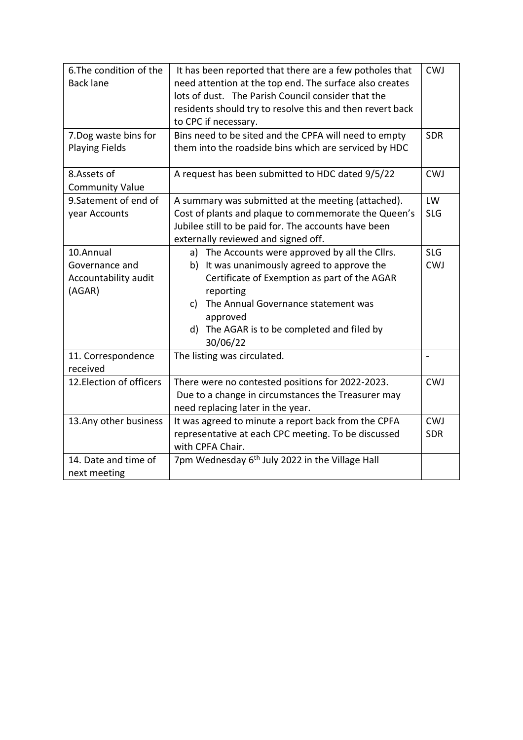| | | |
|---|---|---|
| 6.The condition of the Back lane | It has been reported that there are a few potholes that need attention at the top end. The surface also creates lots of dust. The Parish Council consider that the residents should try to resolve this and then revert back to CPC if necessary. | CWJ |
| 7.Dog waste bins for Playing Fields | Bins need to be sited and the CPFA will need to empty them into the roadside bins which are serviced by HDC | SDR |
| 8.Assets of Community Value | A request has been submitted to HDC dated 9/5/22 | CWJ |
| 9.Satement of end of year Accounts | A summary was submitted at the meeting (attached). Cost of plants and plaque to commemorate the Queen's Jubilee still to be paid for. The accounts have been externally reviewed and signed off. | LW<br>SLG |
| 10.Annual Governance and Accountability audit (AGAR) | a) The Accounts were approved by all the Cllrs.<br>b) It was unanimously agreed to approve the Certificate of Exemption as part of the AGAR reporting<br>c) The Annual Governance statement was approved<br>d) The AGAR is to be completed and filed by 30/06/22 | SLG<br>CWJ |
| 11. Correspondence received | The listing was circulated. | - |
| 12.Election of officers | There were no contested positions for 2022-2023. Due to a change in circumstances the Treasurer may need replacing later in the year. | CWJ |
| 13.Any other business | It was agreed to minute a report back from the CPFA representative at each CPC meeting. To be discussed with CPFA Chair. | CWJ<br>SDR |
| 14. Date and time of next meeting | 7pm Wednesday 6th July 2022 in the Village Hall | |